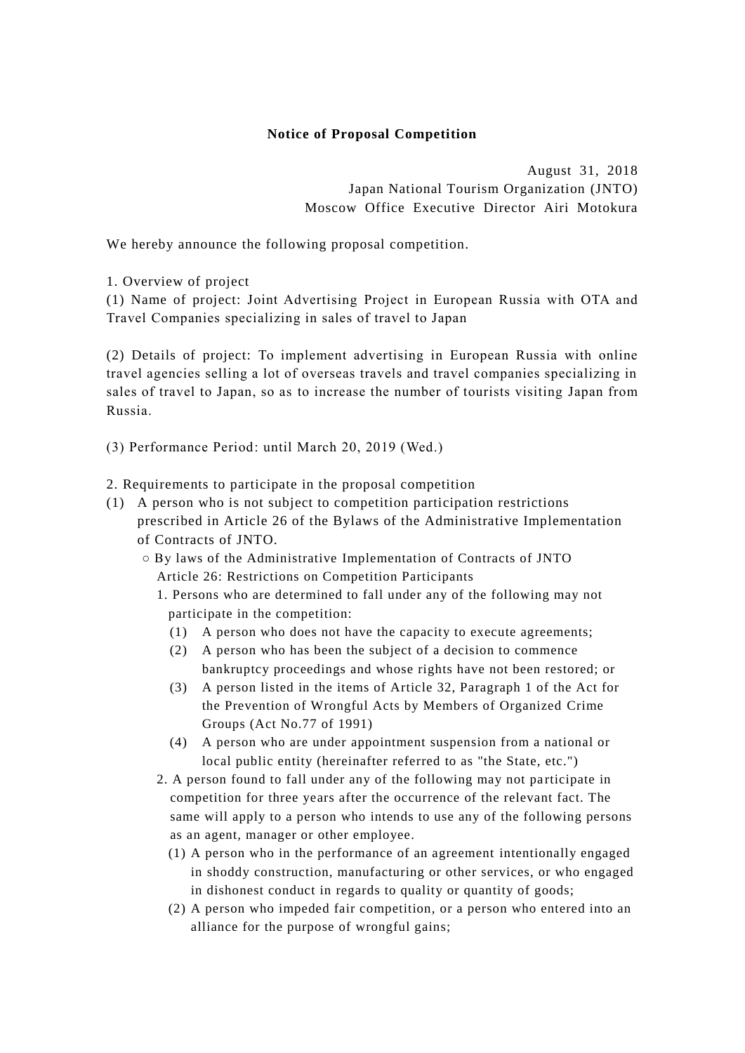# Notice of Proposal Competition

August 31, 2018
Japan National Tourism Organization (JNTO)
Moscow Office Executive Director Airi Motokura

We hereby announce the following proposal competition.

1. Overview of project

(1) Name of project: Joint Advertising Project in European Russia with OTA and Travel Companies specializing in sales of travel to Japan

(2) Details of project: To implement advertising in European Russia with online travel agencies selling a lot of overseas travels and travel companies specializing in sales of travel to Japan, so as to increase the number of tourists visiting Japan from Russia.

(3) Performance Period: until March 20, 2019 (Wed.)

2. Requirements to participate in the proposal competition

(1) A person who is not subject to competition participation restrictions prescribed in Article 26 of the Bylaws of the Administrative Implementation of Contracts of JNTO.

○ By laws of the Administrative Implementation of Contracts of JNTO
Article 26: Restrictions on Competition Participants

1. Persons who are determined to fall under any of the following may not participate in the competition:
   - (1) A person who does not have the capacity to execute agreements;
   - (2) A person who has been the subject of a decision to commence bankruptcy proceedings and whose rights have not been restored; or
   - (3) A person listed in the items of Article 32, Paragraph 1 of the Act for the Prevention of Wrongful Acts by Members of Organized Crime Groups (Act No.77 of 1991)
   - (4) A person who are under appointment suspension from a national or local public entity (hereinafter referred to as "the State, etc.")

2. A person found to fall under any of the following may not participate in competition for three years after the occurrence of the relevant fact. The same will apply to a person who intends to use any of the following persons as an agent, manager or other employee.
   - (1) A person who in the performance of an agreement intentionally engaged in shoddy construction, manufacturing or other services, or who engaged in dishonest conduct in regards to quality or quantity of goods;
   - (2) A person who impeded fair competition, or a person who entered into an alliance for the purpose of wrongful gains;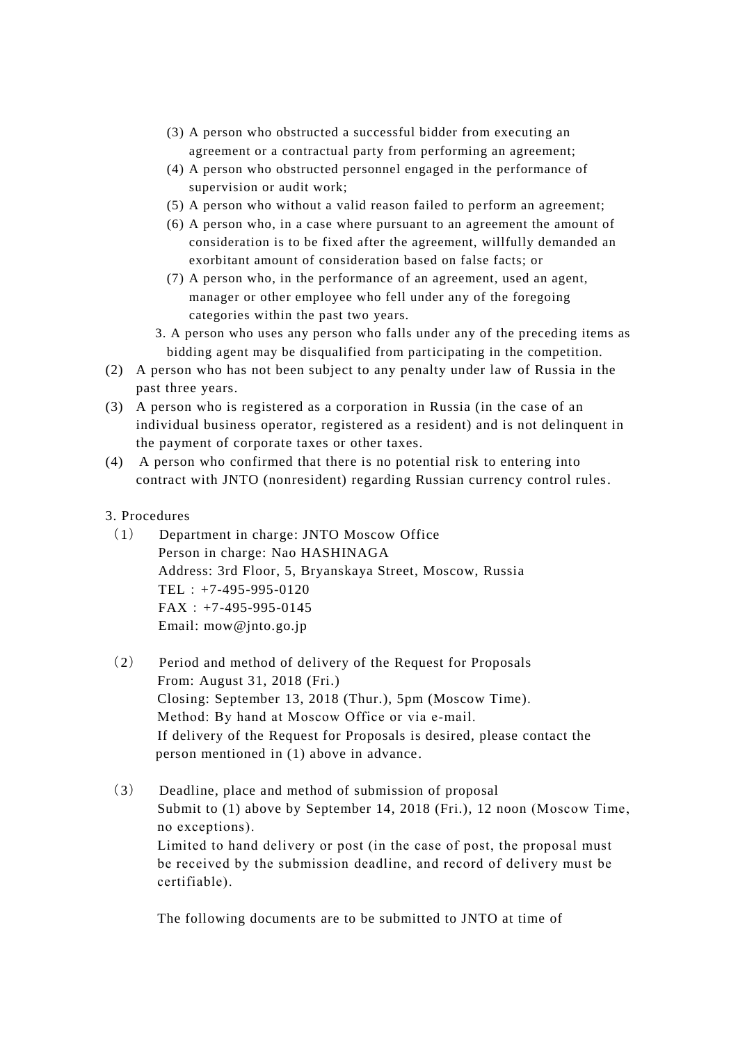(3) A person who obstructed a successful bidder from executing an agreement or a contractual party from performing an agreement;

(4) A person who obstructed personnel engaged in the performance of supervision or audit work;

(5) A person who without a valid reason failed to perform an agreement;

(6) A person who, in a case where pursuant to an agreement the amount of consideration is to be fixed after the agreement, willfully demanded an exorbitant amount of consideration based on false facts; or

(7) A person who, in the performance of an agreement, used an agent, manager or other employee who fell under any of the foregoing categories within the past two years.

3. A person who uses any person who falls under any of the preceding items as bidding agent may be disqualified from participating in the competition.

(2) A person who has not been subject to any penalty under law of Russia in the past three years.

(3) A person who is registered as a corporation in Russia (in the case of an individual business operator, registered as a resident) and is not delinquent in the payment of corporate taxes or other taxes.

(4) A person who confirmed that there is no potential risk to entering into contract with JNTO (nonresident) regarding Russian currency control rules.

3. Procedures

（1） Department in charge: JNTO Moscow Office
Person in charge: Nao HASHINAGA
Address: 3rd Floor, 5, Bryanskaya Street, Moscow, Russia
TEL : +7-495-995-0120
FAX : +7-495-995-0145
Email: mow@jnto.go.jp

（2） Period and method of delivery of the Request for Proposals
From: August 31, 2018 (Fri.)
Closing: September 13, 2018 (Thur.), 5pm (Moscow Time).
Method: By hand at Moscow Office or via e-mail.
If delivery of the Request for Proposals is desired, please contact the person mentioned in (1) above in advance.

（3） Deadline, place and method of submission of proposal
Submit to (1) above by September 14, 2018 (Fri.), 12 noon (Moscow Time, no exceptions).
Limited to hand delivery or post (in the case of post, the proposal must be received by the submission deadline, and record of delivery must be certifiable).

The following documents are to be submitted to JNTO at time of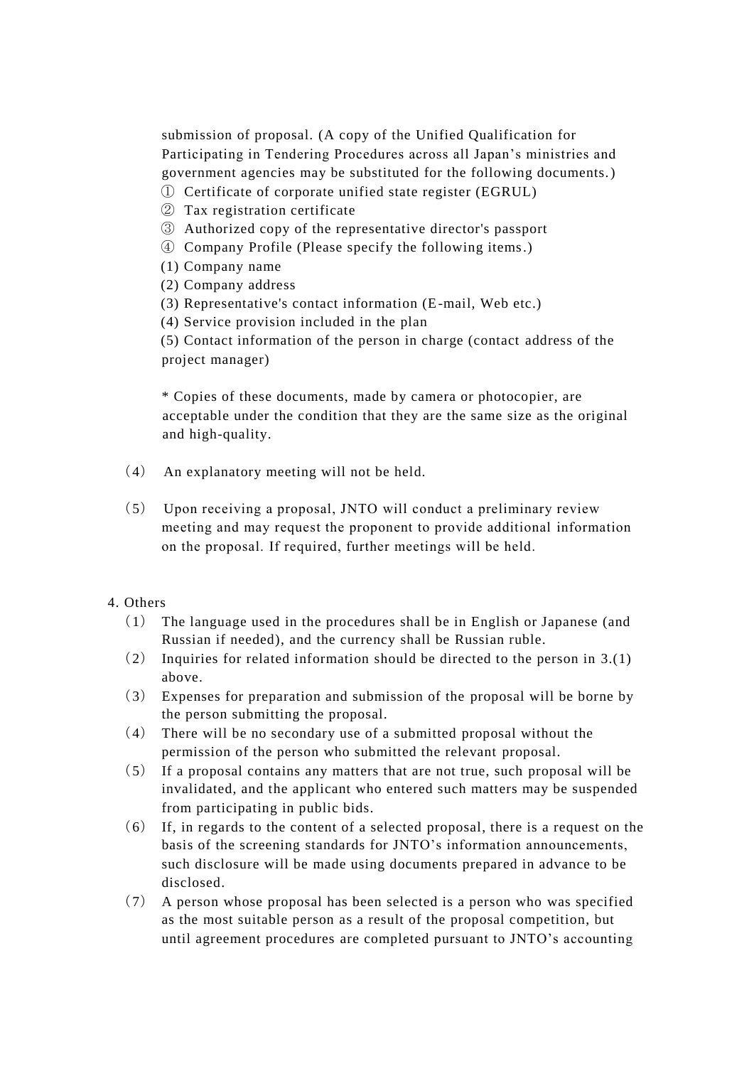submission of proposal. (A copy of the Unified Qualification for Participating in Tendering Procedures across all Japan's ministries and government agencies may be substituted for the following documents.)

① Certificate of corporate unified state register (EGRUL)
② Tax registration certificate
③ Authorized copy of the representative director's passport
④ Company Profile (Please specify the following items.)
(1) Company name
(2) Company address
(3) Representative's contact information (E-mail, Web etc.)
(4) Service provision included in the plan
(5) Contact information of the person in charge (contact address of the project manager)

* Copies of these documents, made by camera or photocopier, are acceptable under the condition that they are the same size as the original and high-quality.

（4） An explanatory meeting will not be held.

（5） Upon receiving a proposal, JNTO will conduct a preliminary review meeting and may request the proponent to provide additional information on the proposal. If required, further meetings will be held.

4. Others

（1） The language used in the procedures shall be in English or Japanese (and Russian if needed), and the currency shall be Russian ruble.
（2） Inquiries for related information should be directed to the person in 3.(1) above.
（3） Expenses for preparation and submission of the proposal will be borne by the person submitting the proposal.
（4） There will be no secondary use of a submitted proposal without the permission of the person who submitted the relevant proposal.
（5） If a proposal contains any matters that are not true, such proposal will be invalidated, and the applicant who entered such matters may be suspended from participating in public bids.
（6） If, in regards to the content of a selected proposal, there is a request on the basis of the screening standards for JNTO's information announcements, such disclosure will be made using documents prepared in advance to be disclosed.
（7） A person whose proposal has been selected is a person who was specified as the most suitable person as a result of the proposal competition, but until agreement procedures are completed pursuant to JNTO's accounting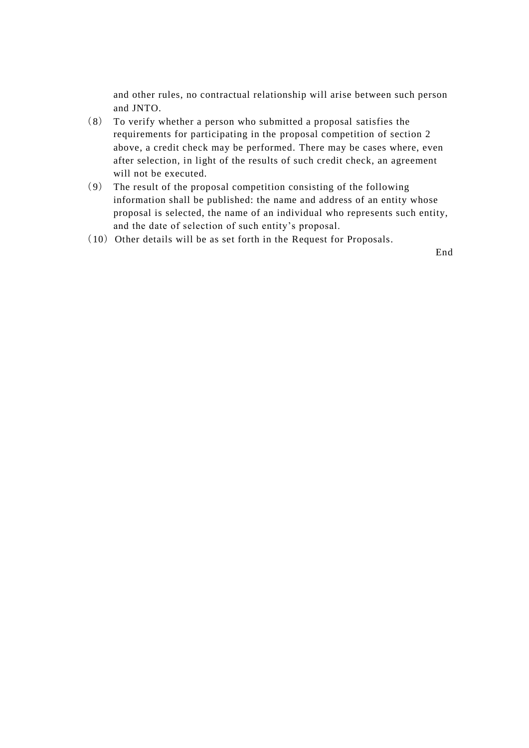and other rules, no contractual relationship will arise between such person and JNTO.

（8） To verify whether a person who submitted a proposal satisfies the requirements for participating in the proposal competition of section 2 above, a credit check may be performed. There may be cases where, even after selection, in light of the results of such credit check, an agreement will not be executed.

（9） The result of the proposal competition consisting of the following information shall be published: the name and address of an entity whose proposal is selected, the name of an individual who represents such entity, and the date of selection of such entity’s proposal.

（10） Other details will be as set forth in the Request for Proposals.

End